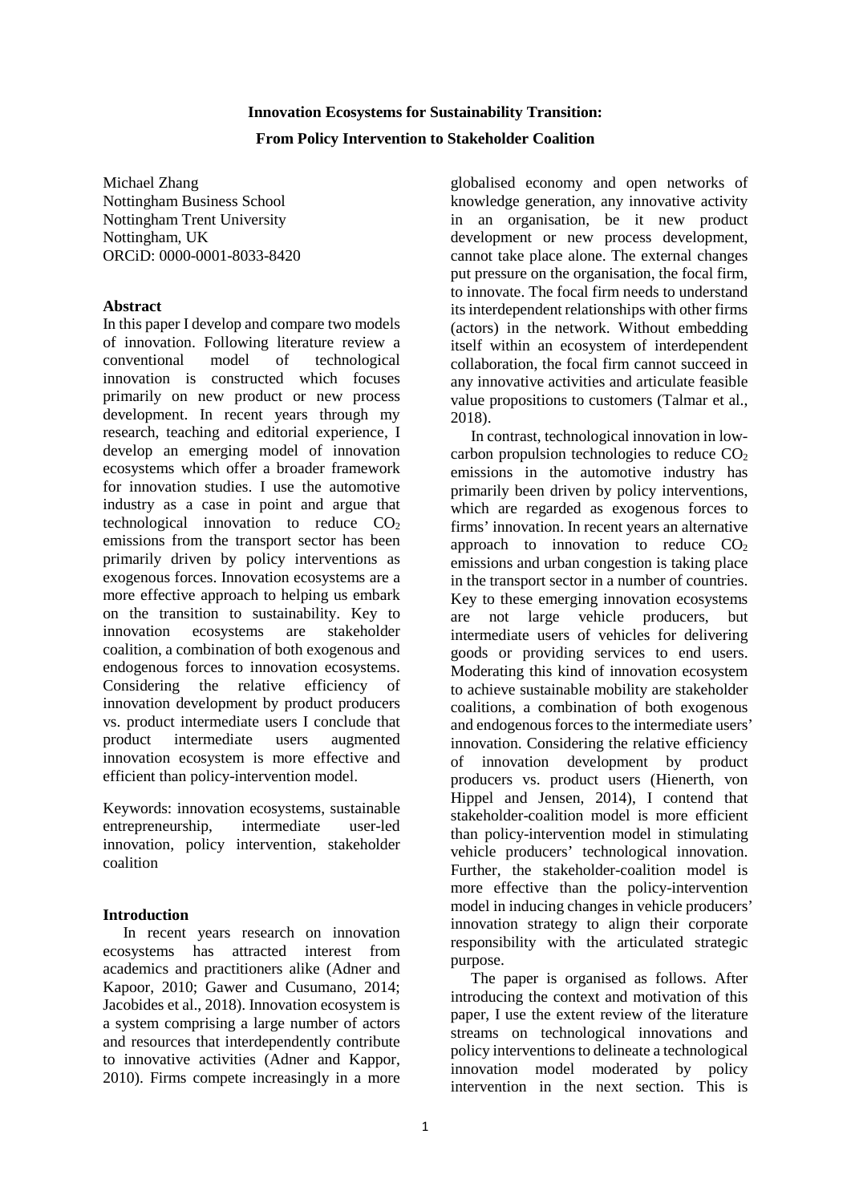# Innovation Ecosystems for Sustainability Transition:

## From Policy Intervention to Stakeholder Coalition

Michael Zhang
Nottingham Business School
Nottingham Trent University
Nottingham, UK
ORCiD: 0000-0001-8033-8420

### Abstract

In this paper I develop and compare two models of innovation. Following literature review a conventional model of technological innovation is constructed which focuses primarily on new product or new process development. In recent years through my research, teaching and editorial experience, I develop an emerging model of innovation ecosystems which offer a broader framework for innovation studies. I use the automotive industry as a case in point and argue that technological innovation to reduce $CO_2$ emissions from the transport sector has been primarily driven by policy interventions as exogenous forces. Innovation ecosystems are a more effective approach to helping us embark on the transition to sustainability. Key to innovation ecosystems are stakeholder coalition, a combination of both exogenous and endogenous forces to innovation ecosystems. Considering the relative efficiency of innovation development by product producers vs. product intermediate users I conclude that product intermediate users augmented innovation ecosystem is more effective and efficient than policy-intervention model.

Keywords: innovation ecosystems, sustainable entrepreneurship, intermediate user-led innovation, policy intervention, stakeholder coalition

### Introduction

In recent years research on innovation ecosystems has attracted interest from academics and practitioners alike (Adner and Kapoor, 2010; Gawer and Cusumano, 2014; Jacobides et al., 2018). Innovation ecosystem is a system comprising a large number of actors and resources that interdependently contribute to innovative activities (Adner and Kappor, 2010). Firms compete increasingly in a more globalised economy and open networks of knowledge generation, any innovative activity in an organisation, be it new product development or new process development, cannot take place alone. The external changes put pressure on the organisation, the focal firm, to innovate. The focal firm needs to understand its interdependent relationships with other firms (actors) in the network. Without embedding itself within an ecosystem of interdependent collaboration, the focal firm cannot succeed in any innovative activities and articulate feasible value propositions to customers (Talmar et al., 2018).

In contrast, technological innovation in low-carbon propulsion technologies to reduce $CO_2$ emissions in the automotive industry has primarily been driven by policy interventions, which are regarded as exogenous forces to firms' innovation. In recent years an alternative approach to innovation to reduce $CO_2$ emissions and urban congestion is taking place in the transport sector in a number of countries. Key to these emerging innovation ecosystems are not large vehicle producers, but intermediate users of vehicles for delivering goods or providing services to end users. Moderating this kind of innovation ecosystem to achieve sustainable mobility are stakeholder coalitions, a combination of both exogenous and endogenous forces to the intermediate users' innovation. Considering the relative efficiency of innovation development by product producers vs. product users (Hienerth, von Hippel and Jensen, 2014), I contend that stakeholder-coalition model is more efficient than policy-intervention model in stimulating vehicle producers' technological innovation. Further, the stakeholder-coalition model is more effective than the policy-intervention model in inducing changes in vehicle producers' innovation strategy to align their corporate responsibility with the articulated strategic purpose.

The paper is organised as follows. After introducing the context and motivation of this paper, I use the extent review of the literature streams on technological innovations and policy interventions to delineate a technological innovation model moderated by policy intervention in the next section. This is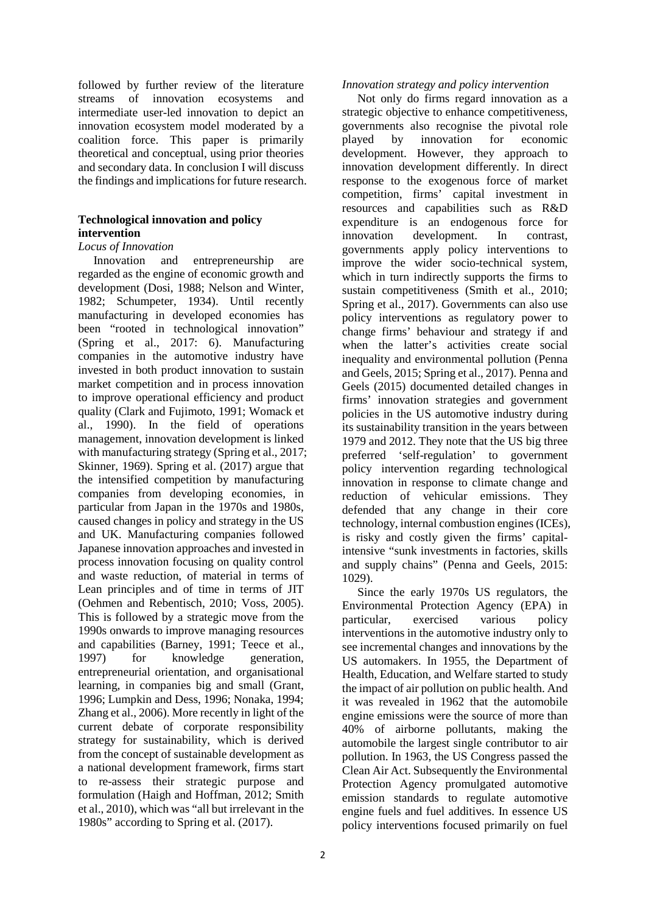followed by further review of the literature streams of innovation ecosystems and intermediate user-led innovation to depict an innovation ecosystem model moderated by a coalition force. This paper is primarily theoretical and conceptual, using prior theories and secondary data. In conclusion I will discuss the findings and implications for future research.

## Technological innovation and policy intervention

### *Locus of Innovation*

Innovation and entrepreneurship are regarded as the engine of economic growth and development (Dosi, 1988; Nelson and Winter, 1982; Schumpeter, 1934). Until recently manufacturing in developed economies has been "rooted in technological innovation" (Spring et al., 2017: 6). Manufacturing companies in the automotive industry have invested in both product innovation to sustain market competition and in process innovation to improve operational efficiency and product quality (Clark and Fujimoto, 1991; Womack et al., 1990). In the field of operations management, innovation development is linked with manufacturing strategy (Spring et al., 2017; Skinner, 1969). Spring et al. (2017) argue that the intensified competition by manufacturing companies from developing economies, in particular from Japan in the 1970s and 1980s, caused changes in policy and strategy in the US and UK. Manufacturing companies followed Japanese innovation approaches and invested in process innovation focusing on quality control and waste reduction, of material in terms of Lean principles and of time in terms of JIT (Oehmen and Rebentisch, 2010; Voss, 2005). This is followed by a strategic move from the 1990s onwards to improve managing resources and capabilities (Barney, 1991; Teece et al., 1997) for knowledge generation, entrepreneurial orientation, and organisational learning, in companies big and small (Grant, 1996; Lumpkin and Dess, 1996; Nonaka, 1994; Zhang et al., 2006). More recently in light of the current debate of corporate responsibility strategy for sustainability, which is derived from the concept of sustainable development as a national development framework, firms start to re-assess their strategic purpose and formulation (Haigh and Hoffman, 2012; Smith et al., 2010), which was "all but irrelevant in the 1980s" according to Spring et al. (2017).

### *Innovation strategy and policy intervention*

Not only do firms regard innovation as a strategic objective to enhance competitiveness, governments also recognise the pivotal role played by innovation for economic development. However, they approach to innovation development differently. In direct response to the exogenous force of market competition, firms' capital investment in resources and capabilities such as R&D expenditure is an endogenous force for innovation development. In contrast, governments apply policy interventions to improve the wider socio-technical system, which in turn indirectly supports the firms to sustain competitiveness (Smith et al., 2010; Spring et al., 2017). Governments can also use policy interventions as regulatory power to change firms' behaviour and strategy if and when the latter's activities create social inequality and environmental pollution (Penna and Geels, 2015; Spring et al., 2017). Penna and Geels (2015) documented detailed changes in firms' innovation strategies and government policies in the US automotive industry during its sustainability transition in the years between 1979 and 2012. They note that the US big three preferred 'self-regulation' to government policy intervention regarding technological innovation in response to climate change and reduction of vehicular emissions. They defended that any change in their core technology, internal combustion engines (ICEs), is risky and costly given the firms' capital-intensive "sunk investments in factories, skills and supply chains" (Penna and Geels, 2015: 1029).

Since the early 1970s US regulators, the Environmental Protection Agency (EPA) in particular, exercised various policy interventions in the automotive industry only to see incremental changes and innovations by the US automakers. In 1955, the Department of Health, Education, and Welfare started to study the impact of air pollution on public health. And it was revealed in 1962 that the automobile engine emissions were the source of more than 40% of airborne pollutants, making the automobile the largest single contributor to air pollution. In 1963, the US Congress passed the Clean Air Act. Subsequently the Environmental Protection Agency promulgated automotive emission standards to regulate automotive engine fuels and fuel additives. In essence US policy interventions focused primarily on fuel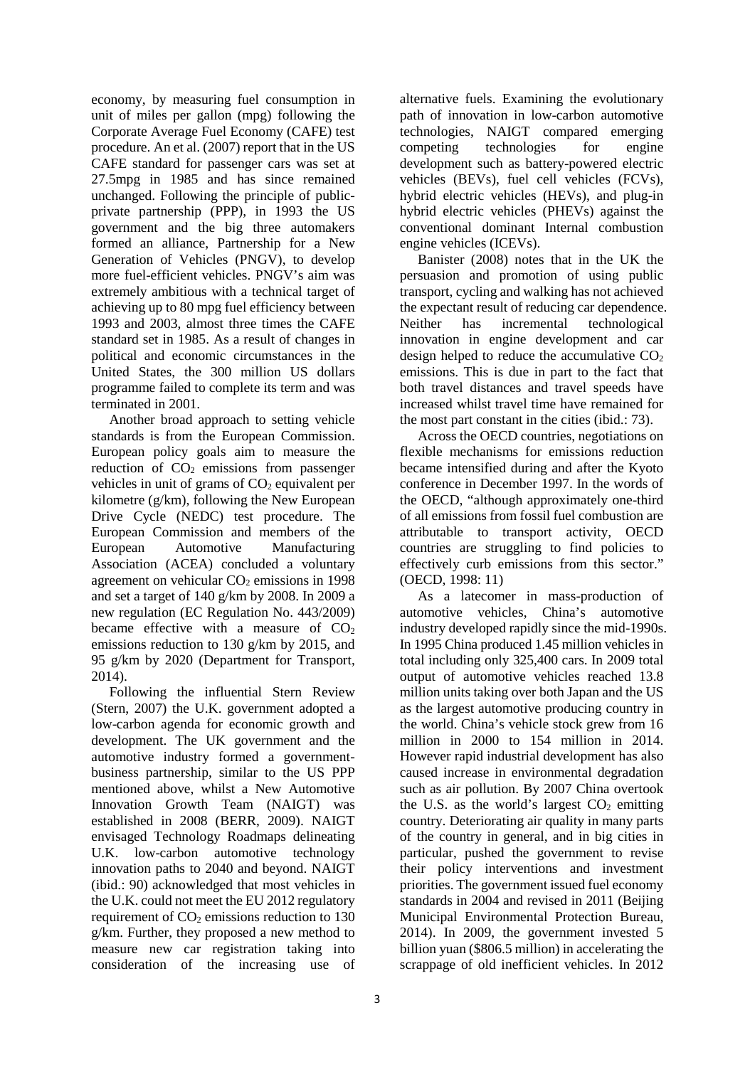economy, by measuring fuel consumption in unit of miles per gallon (mpg) following the Corporate Average Fuel Economy (CAFE) test procedure. An et al. (2007) report that in the US CAFE standard for passenger cars was set at 27.5mpg in 1985 and has since remained unchanged. Following the principle of public-private partnership (PPP), in 1993 the US government and the big three automakers formed an alliance, Partnership for a New Generation of Vehicles (PNGV), to develop more fuel-efficient vehicles. PNGV's aim was extremely ambitious with a technical target of achieving up to 80 mpg fuel efficiency between 1993 and 2003, almost three times the CAFE standard set in 1985. As a result of changes in political and economic circumstances in the United States, the 300 million US dollars programme failed to complete its term and was terminated in 2001.

Another broad approach to setting vehicle standards is from the European Commission. European policy goals aim to measure the reduction of $CO_2$ emissions from passenger vehicles in unit of grams of $CO_2$ equivalent per kilometre (g/km), following the New European Drive Cycle (NEDC) test procedure. The European Commission and members of the European Automotive Manufacturing Association (ACEA) concluded a voluntary agreement on vehicular $CO_2$ emissions in 1998 and set a target of 140 g/km by 2008. In 2009 a new regulation (EC Regulation No. 443/2009) became effective with a measure of $CO_2$ emissions reduction to 130 g/km by 2015, and 95 g/km by 2020 (Department for Transport, 2014).

Following the influential Stern Review (Stern, 2007) the U.K. government adopted a low-carbon agenda for economic growth and development. The UK government and the automotive industry formed a government-business partnership, similar to the US PPP mentioned above, whilst a New Automotive Innovation Growth Team (NAIGT) was established in 2008 (BERR, 2009). NAIGT envisaged Technology Roadmaps delineating U.K. low-carbon automotive technology innovation paths to 2040 and beyond. NAIGT (ibid.: 90) acknowledged that most vehicles in the U.K. could not meet the EU 2012 regulatory requirement of $CO_2$ emissions reduction to 130 g/km. Further, they proposed a new method to measure new car registration taking into consideration of the increasing use of alternative fuels. Examining the evolutionary path of innovation in low-carbon automotive technologies, NAIGT compared emerging competing technologies for engine development such as battery-powered electric vehicles (BEVs), fuel cell vehicles (FCVs), hybrid electric vehicles (HEVs), and plug-in hybrid electric vehicles (PHEVs) against the conventional dominant Internal combustion engine vehicles (ICEVs).

Banister (2008) notes that in the UK the persuasion and promotion of using public transport, cycling and walking has not achieved the expectant result of reducing car dependence. Neither has incremental technological innovation in engine development and car design helped to reduce the accumulative $CO_2$ emissions. This is due in part to the fact that both travel distances and travel speeds have increased whilst travel time have remained for the most part constant in the cities (ibid.: 73).

Across the OECD countries, negotiations on flexible mechanisms for emissions reduction became intensified during and after the Kyoto conference in December 1997. In the words of the OECD, "although approximately one-third of all emissions from fossil fuel combustion are attributable to transport activity, OECD countries are struggling to find policies to effectively curb emissions from this sector." (OECD, 1998: 11)

As a latecomer in mass-production of automotive vehicles, China's automotive industry developed rapidly since the mid-1990s. In 1995 China produced 1.45 million vehicles in total including only 325,400 cars. In 2009 total output of automotive vehicles reached 13.8 million units taking over both Japan and the US as the largest automotive producing country in the world. China's vehicle stock grew from 16 million in 2000 to 154 million in 2014. However rapid industrial development has also caused increase in environmental degradation such as air pollution. By 2007 China overtook the U.S. as the world's largest $CO_2$ emitting country. Deteriorating air quality in many parts of the country in general, and in big cities in particular, pushed the government to revise their policy interventions and investment priorities. The government issued fuel economy standards in 2004 and revised in 2011 (Beijing Municipal Environmental Protection Bureau, 2014). In 2009, the government invested 5 billion yuan ($806.5 million) in accelerating the scrappage of old inefficient vehicles. In 2012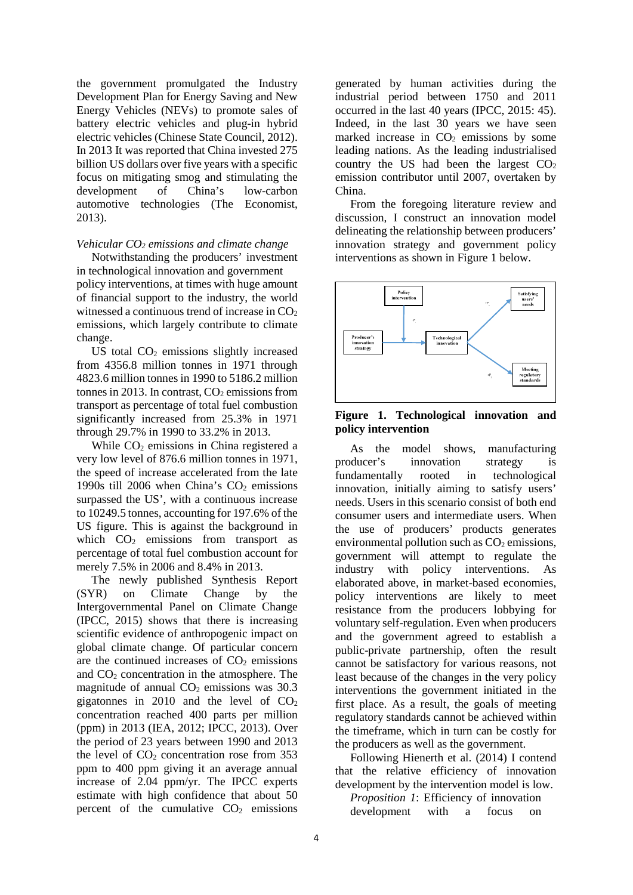the government promulgated the Industry Development Plan for Energy Saving and New Energy Vehicles (NEVs) to promote sales of battery electric vehicles and plug-in hybrid electric vehicles (Chinese State Council, 2012). In 2013 It was reported that China invested 275 billion US dollars over five years with a specific focus on mitigating smog and stimulating the development of China's low-carbon automotive technologies (The Economist, 2013).

*Vehicular $CO_2$ emissions and climate change*

Notwithstanding the producers' investment in technological innovation and government policy interventions, at times with huge amount of financial support to the industry, the world witnessed a continuous trend of increase in $CO_2$ emissions, which largely contribute to climate change.

US total $CO_2$ emissions slightly increased from 4356.8 million tonnes in 1971 through 4823.6 million tonnes in 1990 to 5186.2 million tonnes in 2013. In contrast, $CO_2$ emissions from transport as percentage of total fuel combustion significantly increased from 25.3% in 1971 through 29.7% in 1990 to 33.2% in 2013.

While $CO_2$ emissions in China registered a very low level of 876.6 million tonnes in 1971, the speed of increase accelerated from the late 1990s till 2006 when China's $CO_2$ emissions surpassed the US', with a continuous increase to 10249.5 tonnes, accounting for 197.6% of the US figure. This is against the background in which $CO_2$ emissions from transport as percentage of total fuel combustion account for merely 7.5% in 2006 and 8.4% in 2013.

The newly published Synthesis Report (SYR) on Climate Change by the Intergovernmental Panel on Climate Change (IPCC, 2015) shows that there is increasing scientific evidence of anthropogenic impact on global climate change. Of particular concern are the continued increases of $CO_2$ emissions and $CO_2$ concentration in the atmosphere. The magnitude of annual $CO_2$ emissions was 30.3 gigatonnes in 2010 and the level of $CO_2$ concentration reached 400 parts per million (ppm) in 2013 (IEA, 2012; IPCC, 2013). Over the period of 23 years between 1990 and 2013 the level of $CO_2$ concentration rose from 353 ppm to 400 ppm giving it an average annual increase of 2.04 ppm/yr. The IPCC experts estimate with high confidence that about 50 percent of the cumulative $CO_2$ emissions generated by human activities during the industrial period between 1750 and 2011 occurred in the last 40 years (IPCC, 2015: 45). Indeed, in the last 30 years we have seen marked increase in $CO_2$ emissions by some leading nations. As the leading industrialised country the US had been the largest $CO_2$ emission contributor until 2007, overtaken by China.

From the foregoing literature review and discussion, I construct an innovation model delineating the relationship between producers' innovation strategy and government policy interventions as shown in Figure 1 below.

**Figure 1. Technological innovation and policy intervention**

As the model shows, manufacturing producer's innovation strategy is fundamentally rooted in technological innovation, initially aiming to satisfy users' needs. Users in this scenario consist of both end consumer users and intermediate users. When the use of producers' products generates environmental pollution such as $CO_2$ emissions, government will attempt to regulate the industry with policy interventions. As elaborated above, in market-based economies, policy interventions are likely to meet resistance from the producers lobbying for voluntary self-regulation. Even when producers and the government agreed to establish a public-private partnership, often the result cannot be satisfactory for various reasons, not least because of the changes in the very policy interventions the government initiated in the first place. As a result, the goals of meeting regulatory standards cannot be achieved within the timeframe, which in turn can be costly for the producers as well as the government.

Following Hienerth et al. (2014) I contend that the relative efficiency of innovation development by the intervention model is low.

*Proposition 1*: Efficiency of innovation development with a focus on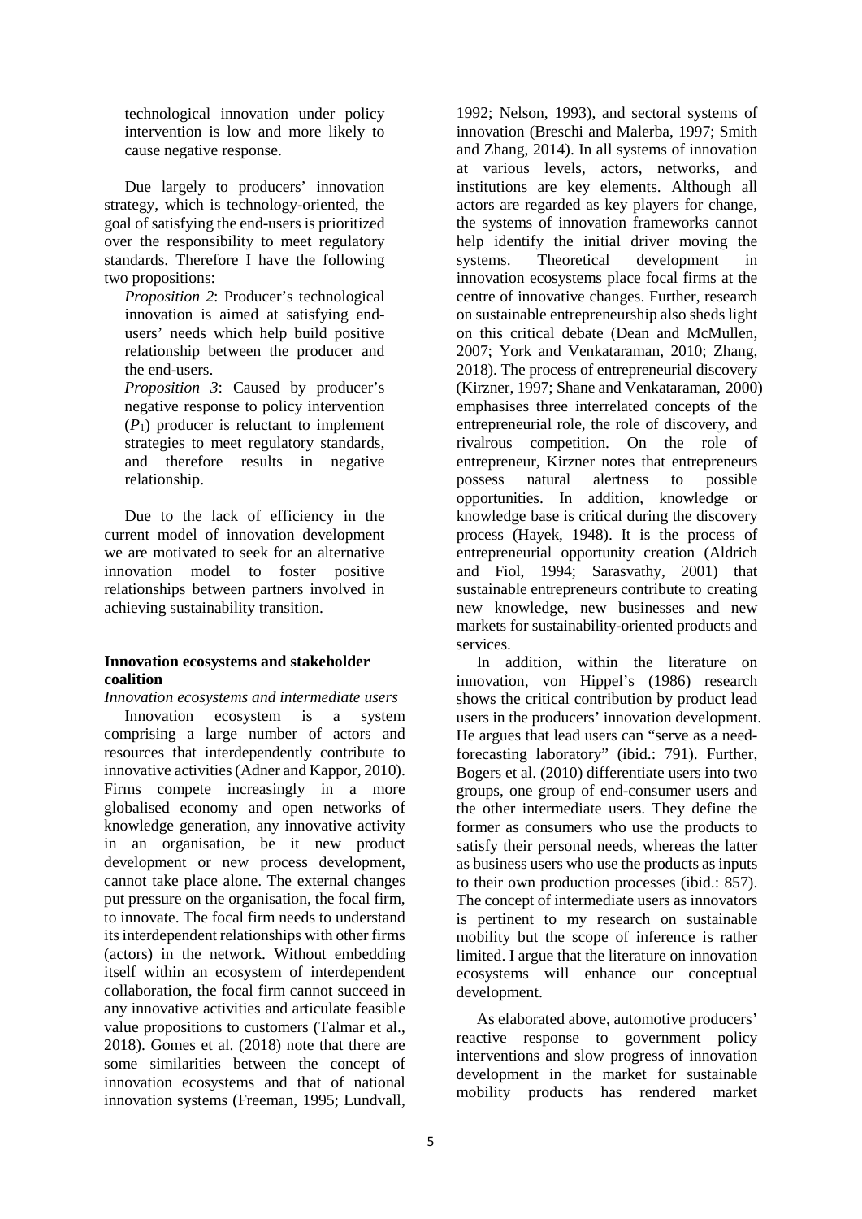technological innovation under policy intervention is low and more likely to cause negative response.

Due largely to producers' innovation strategy, which is technology-oriented, the goal of satisfying the end-users is prioritized over the responsibility to meet regulatory standards. Therefore I have the following two propositions:

*Proposition 2*: Producer's technological innovation is aimed at satisfying end-users' needs which help build positive relationship between the producer and the end-users.

*Proposition 3*: Caused by producer's negative response to policy intervention ($P_1$) producer is reluctant to implement strategies to meet regulatory standards, and therefore results in negative relationship.

Due to the lack of efficiency in the current model of innovation development we are motivated to seek for an alternative innovation model to foster positive relationships between partners involved in achieving sustainability transition.

**Innovation ecosystems and stakeholder coalition**

*Innovation ecosystems and intermediate users*

Innovation ecosystem is a system comprising a large number of actors and resources that interdependently contribute to innovative activities (Adner and Kappor, 2010). Firms compete increasingly in a more globalised economy and open networks of knowledge generation, any innovative activity in an organisation, be it new product development or new process development, cannot take place alone. The external changes put pressure on the organisation, the focal firm, to innovate. The focal firm needs to understand its interdependent relationships with other firms (actors) in the network. Without embedding itself within an ecosystem of interdependent collaboration, the focal firm cannot succeed in any innovative activities and articulate feasible value propositions to customers (Talmar et al., 2018). Gomes et al. (2018) note that there are some similarities between the concept of innovation ecosystems and that of national innovation systems (Freeman, 1995; Lundvall, 1992; Nelson, 1993), and sectoral systems of innovation (Breschi and Malerba, 1997; Smith and Zhang, 2014). In all systems of innovation at various levels, actors, networks, and institutions are key elements. Although all actors are regarded as key players for change, the systems of innovation frameworks cannot help identify the initial driver moving the systems. Theoretical development in innovation ecosystems place focal firms at the centre of innovative changes. Further, research on sustainable entrepreneurship also sheds light on this critical debate (Dean and McMullen, 2007; York and Venkataraman, 2010; Zhang, 2018). The process of entrepreneurial discovery (Kirzner, 1997; Shane and Venkataraman, 2000) emphasises three interrelated concepts of the entrepreneurial role, the role of discovery, and rivalrous competition. On the role of entrepreneur, Kirzner notes that entrepreneurs possess natural alertness to possible opportunities. In addition, knowledge or knowledge base is critical during the discovery process (Hayek, 1948). It is the process of entrepreneurial opportunity creation (Aldrich and Fiol, 1994; Sarasvathy, 2001) that sustainable entrepreneurs contribute to creating new knowledge, new businesses and new markets for sustainability-oriented products and services.

In addition, within the literature on innovation, von Hippel's (1986) research shows the critical contribution by product lead users in the producers' innovation development. He argues that lead users can "serve as a need-forecasting laboratory" (ibid.: 791). Further, Bogers et al. (2010) differentiate users into two groups, one group of end-consumer users and the other intermediate users. They define the former as consumers who use the products to satisfy their personal needs, whereas the latter as business users who use the products as inputs to their own production processes (ibid.: 857). The concept of intermediate users as innovators is pertinent to my research on sustainable mobility but the scope of inference is rather limited. I argue that the literature on innovation ecosystems will enhance our conceptual development.

As elaborated above, automotive producers' reactive response to government policy interventions and slow progress of innovation development in the market for sustainable mobility products has rendered market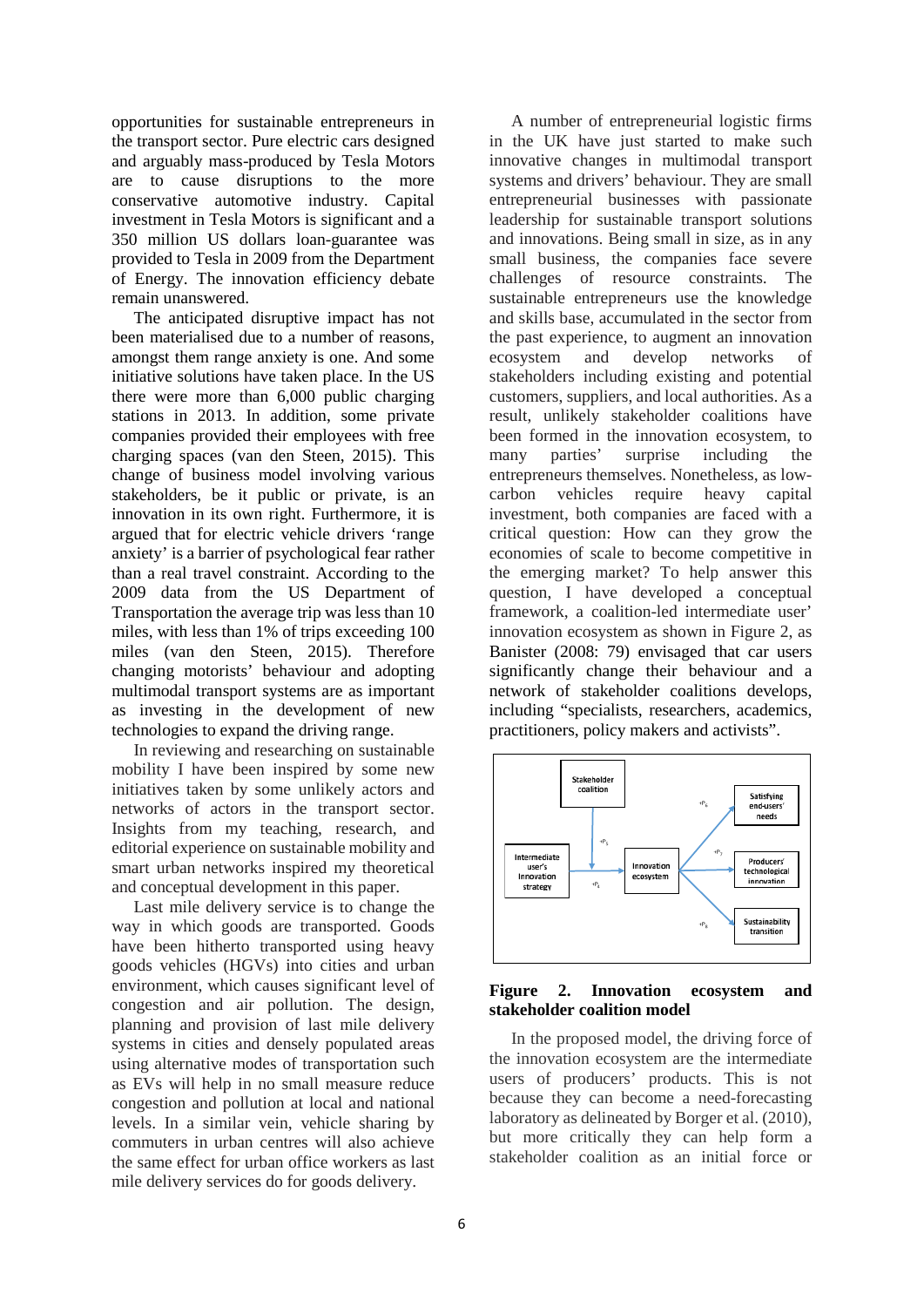opportunities for sustainable entrepreneurs in the transport sector. Pure electric cars designed and arguably mass-produced by Tesla Motors are to cause disruptions to the more conservative automotive industry. Capital investment in Tesla Motors is significant and a 350 million US dollars loan-guarantee was provided to Tesla in 2009 from the Department of Energy. The innovation efficiency debate remain unanswered.

The anticipated disruptive impact has not been materialised due to a number of reasons, amongst them range anxiety is one. And some initiative solutions have taken place. In the US there were more than 6,000 public charging stations in 2013. In addition, some private companies provided their employees with free charging spaces (van den Steen, 2015). This change of business model involving various stakeholders, be it public or private, is an innovation in its own right. Furthermore, it is argued that for electric vehicle drivers 'range anxiety' is a barrier of psychological fear rather than a real travel constraint. According to the 2009 data from the US Department of Transportation the average trip was less than 10 miles, with less than 1% of trips exceeding 100 miles (van den Steen, 2015). Therefore changing motorists' behaviour and adopting multimodal transport systems are as important as investing in the development of new technologies to expand the driving range.

In reviewing and researching on sustainable mobility I have been inspired by some new initiatives taken by some unlikely actors and networks of actors in the transport sector. Insights from my teaching, research, and editorial experience on sustainable mobility and smart urban networks inspired my theoretical and conceptual development in this paper.

Last mile delivery service is to change the way in which goods are transported. Goods have been hitherto transported using heavy goods vehicles (HGVs) into cities and urban environment, which causes significant level of congestion and air pollution. The design, planning and provision of last mile delivery systems in cities and densely populated areas using alternative modes of transportation such as EVs will help in no small measure reduce congestion and pollution at local and national levels. In a similar vein, vehicle sharing by commuters in urban centres will also achieve the same effect for urban office workers as last mile delivery services do for goods delivery.

A number of entrepreneurial logistic firms in the UK have just started to make such innovative changes in multimodal transport systems and drivers' behaviour. They are small entrepreneurial businesses with passionate leadership for sustainable transport solutions and innovations. Being small in size, as in any small business, the companies face severe challenges of resource constraints. The sustainable entrepreneurs use the knowledge and skills base, accumulated in the sector from the past experience, to augment an innovation ecosystem and develop networks of stakeholders including existing and potential customers, suppliers, and local authorities. As a result, unlikely stakeholder coalitions have been formed in the innovation ecosystem, to many parties' surprise including the entrepreneurs themselves. Nonetheless, as low-carbon vehicles require heavy capital investment, both companies are faced with a critical question: How can they grow the economies of scale to become competitive in the emerging market? To help answer this question, I have developed a conceptual framework, a coalition-led intermediate user' innovation ecosystem as shown in Figure 2, as Banister (2008: 79) envisaged that car users significantly change their behaviour and a network of stakeholder coalitions develops, including "specialists, researchers, academics, practitioners, policy makers and activists".

**Figure 2. Innovation ecosystem and stakeholder coalition model**

In the proposed model, the driving force of the innovation ecosystem are the intermediate users of producers' products. This is not because they can become a need-forecasting laboratory as delineated by Borger et al. (2010), but more critically they can help form a stakeholder coalition as an initial force or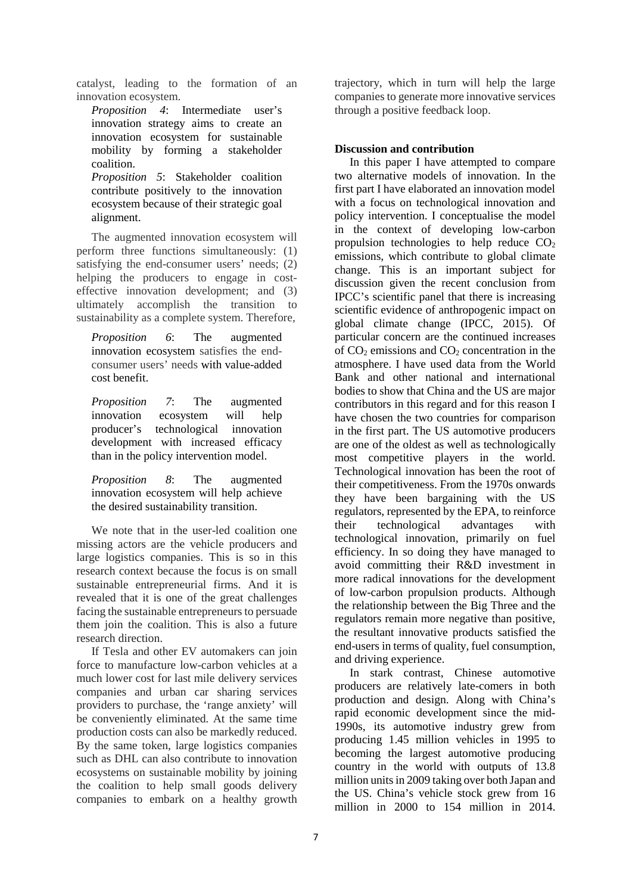catalyst, leading to the formation of an innovation ecosystem.

*Proposition 4*: Intermediate user's innovation strategy aims to create an innovation ecosystem for sustainable mobility by forming a stakeholder coalition.

*Proposition 5*: Stakeholder coalition contribute positively to the innovation ecosystem because of their strategic goal alignment.

The augmented innovation ecosystem will perform three functions simultaneously: (1) satisfying the end-consumer users' needs; (2) helping the producers to engage in cost-effective innovation development; and (3) ultimately accomplish the transition to sustainability as a complete system. Therefore,

*Proposition 6*: The augmented innovation ecosystem satisfies the end-consumer users' needs with value-added cost benefit.

*Proposition 7*: The augmented innovation ecosystem will help producer's technological innovation development with increased efficacy than in the policy intervention model.

*Proposition 8*: The augmented innovation ecosystem will help achieve the desired sustainability transition.

We note that in the user-led coalition one missing actors are the vehicle producers and large logistics companies. This is so in this research context because the focus is on small sustainable entrepreneurial firms. And it is revealed that it is one of the great challenges facing the sustainable entrepreneurs to persuade them join the coalition. This is also a future research direction.

If Tesla and other EV automakers can join force to manufacture low-carbon vehicles at a much lower cost for last mile delivery services companies and urban car sharing services providers to purchase, the 'range anxiety' will be conveniently eliminated. At the same time production costs can also be markedly reduced. By the same token, large logistics companies such as DHL can also contribute to innovation ecosystems on sustainable mobility by joining the coalition to help small goods delivery companies to embark on a healthy growth trajectory, which in turn will help the large companies to generate more innovative services through a positive feedback loop.

**Discussion and contribution**

In this paper I have attempted to compare two alternative models of innovation. In the first part I have elaborated an innovation model with a focus on technological innovation and policy intervention. I conceptualise the model in the context of developing low-carbon propulsion technologies to help reduce $CO_2$ emissions, which contribute to global climate change. This is an important subject for discussion given the recent conclusion from IPCC's scientific panel that there is increasing scientific evidence of anthropogenic impact on global climate change (IPCC, 2015). Of particular concern are the continued increases of $CO_2$ emissions and $CO_2$ concentration in the atmosphere. I have used data from the World Bank and other national and international bodies to show that China and the US are major contributors in this regard and for this reason I have chosen the two countries for comparison in the first part. The US automotive producers are one of the oldest as well as technologically most competitive players in the world. Technological innovation has been the root of their competitiveness. From the 1970s onwards they have been bargaining with the US regulators, represented by the EPA, to reinforce their technological advantages with technological innovation, primarily on fuel efficiency. In so doing they have managed to avoid committing their R&D investment in more radical innovations for the development of low-carbon propulsion products. Although the relationship between the Big Three and the regulators remain more negative than positive, the resultant innovative products satisfied the end-users in terms of quality, fuel consumption, and driving experience.

In stark contrast, Chinese automotive producers are relatively late-comers in both production and design. Along with China's rapid economic development since the mid-1990s, its automotive industry grew from producing 1.45 million vehicles in 1995 to becoming the largest automotive producing country in the world with outputs of 13.8 million units in 2009 taking over both Japan and the US. China's vehicle stock grew from 16 million in 2000 to 154 million in 2014.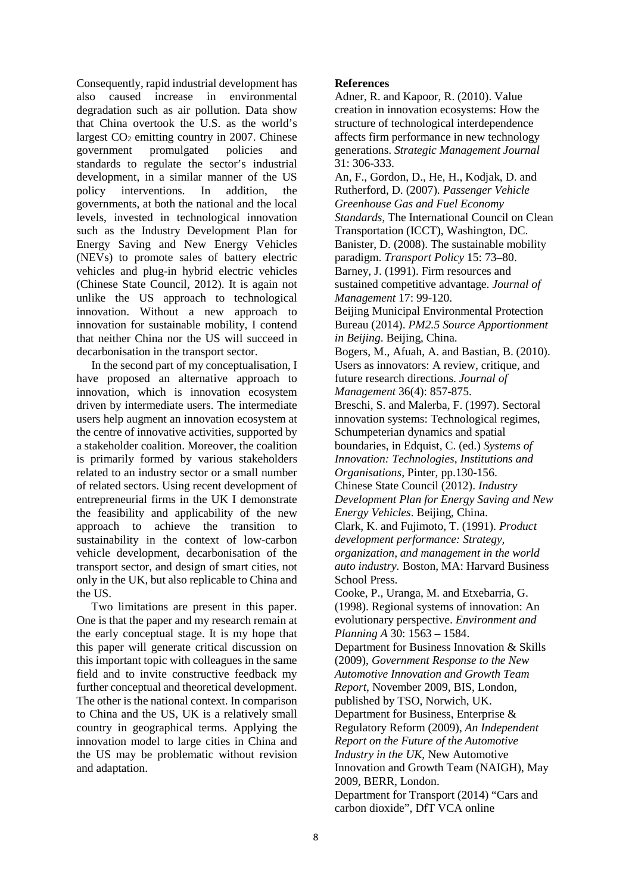Consequently, rapid industrial development has also caused increase in environmental degradation such as air pollution. Data show that China overtook the U.S. as the world's largest $CO_2$ emitting country in 2007. Chinese government promulgated policies and standards to regulate the sector's industrial development, in a similar manner of the US policy interventions. In addition, the governments, at both the national and the local levels, invested in technological innovation such as the Industry Development Plan for Energy Saving and New Energy Vehicles (NEVs) to promote sales of battery electric vehicles and plug-in hybrid electric vehicles (Chinese State Council, 2012). It is again not unlike the US approach to technological innovation. Without a new approach to innovation for sustainable mobility, I contend that neither China nor the US will succeed in decarbonisation in the transport sector.

In the second part of my conceptualisation, I have proposed an alternative approach to innovation, which is innovation ecosystem driven by intermediate users. The intermediate users help augment an innovation ecosystem at the centre of innovative activities, supported by a stakeholder coalition. Moreover, the coalition is primarily formed by various stakeholders related to an industry sector or a small number of related sectors. Using recent development of entrepreneurial firms in the UK I demonstrate the feasibility and applicability of the new approach to achieve the transition to sustainability in the context of low-carbon vehicle development, decarbonisation of the transport sector, and design of smart cities, not only in the UK, but also replicable to China and the US.

Two limitations are present in this paper. One is that the paper and my research remain at the early conceptual stage. It is my hope that this paper will generate critical discussion on this important topic with colleagues in the same field and to invite constructive feedback my further conceptual and theoretical development. The other is the national context. In comparison to China and the US, UK is a relatively small country in geographical terms. Applying the innovation model to large cities in China and the US may be problematic without revision and adaptation.

**References**

Adner, R. and Kapoor, R. (2010). Value creation in innovation ecosystems: How the structure of technological interdependence affects firm performance in new technology generations. *Strategic Management Journal* 31: 306-333.

An, F., Gordon, D., He, H., Kodjak, D. and Rutherford, D. (2007). *Passenger Vehicle Greenhouse Gas and Fuel Economy Standards*, The International Council on Clean Transportation (ICCT), Washington, DC.

Banister, D. (2008). The sustainable mobility paradigm. *Transport Policy* 15: 73–80.

Barney, J. (1991). Firm resources and sustained competitive advantage. *Journal of Management* 17: 99-120.

Beijing Municipal Environmental Protection Bureau (2014). *PM2.5 Source Apportionment in Beijing*. Beijing, China.

Bogers, M., Afuah, A. and Bastian, B. (2010). Users as innovators: A review, critique, and future research directions. *Journal of Management* 36(4): 857-875.

Breschi, S. and Malerba, F. (1997). Sectoral innovation systems: Technological regimes, Schumpeterian dynamics and spatial boundaries, in Edquist, C. (ed.) *Systems of Innovation: Technologies, Institutions and Organisations*, Pinter, pp.130-156.

Chinese State Council (2012). *Industry Development Plan for Energy Saving and New Energy Vehicles*. Beijing, China.

Clark, K. and Fujimoto, T. (1991). *Product development performance: Strategy, organization, and management in the world auto industry.* Boston, MA: Harvard Business School Press.

Cooke, P., Uranga, M. and Etxebarria, G. (1998). Regional systems of innovation: An evolutionary perspective. *Environment and Planning A* 30: 1563 – 1584.

Department for Business Innovation & Skills (2009), *Government Response to the New Automotive Innovation and Growth Team Report*, November 2009, BIS, London, published by TSO, Norwich, UK.

Department for Business, Enterprise & Regulatory Reform (2009), *An Independent Report on the Future of the Automotive Industry in the UK*, New Automotive Innovation and Growth Team (NAIGH), May 2009, BERR, London.

Department for Transport (2014) "Cars and carbon dioxide", DfT VCA online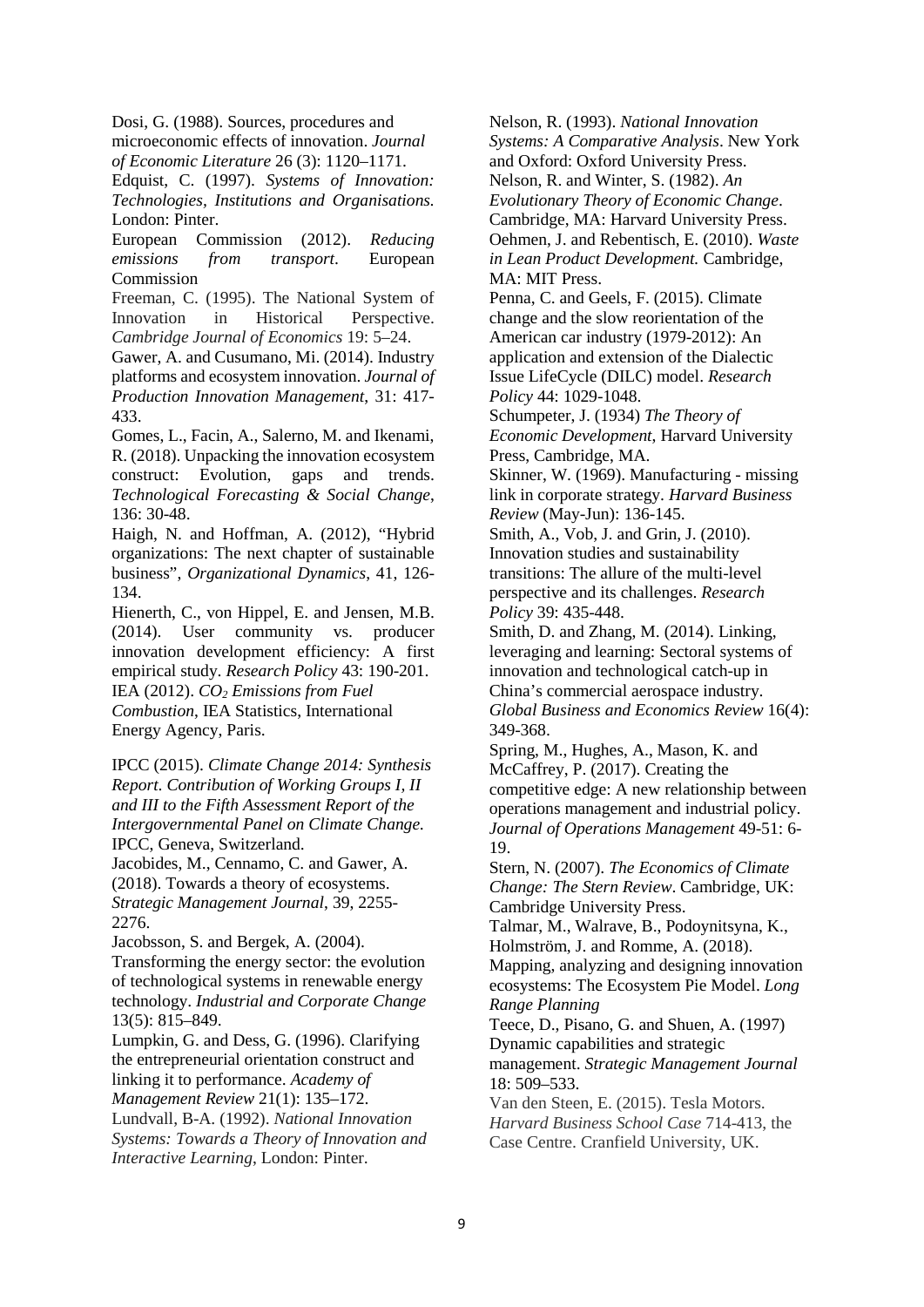Dosi, G. (1988). Sources, procedures and microeconomic effects of innovation. *Journal of Economic Literature* 26 (3): 1120–1171.

Edquist, C. (1997). *Systems of Innovation: Technologies, Institutions and Organisations.* London: Pinter.

European Commission (2012). *Reducing emissions from transport*. European Commission

Freeman, C. (1995). The National System of Innovation in Historical Perspective. *Cambridge Journal of Economics* 19: 5–24.

Gawer, A. and Cusumano, Mi. (2014). Industry platforms and ecosystem innovation. *Journal of Production Innovation Management*, 31: 417-433.

Gomes, L., Facin, A., Salerno, M. and Ikenami, R. (2018). Unpacking the innovation ecosystem construct: Evolution, gaps and trends. *Technological Forecasting & Social Change*, 136: 30-48.

Haigh, N. and Hoffman, A. (2012), "Hybrid organizations: The next chapter of sustainable business", *Organizational Dynamics*, 41, 126-134.

Hienerth, C., von Hippel, E. and Jensen, M.B. (2014). User community vs. producer innovation development efficiency: A first empirical study. *Research Policy* 43: 190-201.

IEA (2012). *$CO_2$ Emissions from Fuel Combustion*, IEA Statistics, International Energy Agency, Paris.

IPCC (2015). *Climate Change 2014: Synthesis Report. Contribution of Working Groups I, II and III to the Fifth Assessment Report of the Intergovernmental Panel on Climate Change.* IPCC, Geneva, Switzerland.

Jacobides, M., Cennamo, C. and Gawer, A. (2018). Towards a theory of ecosystems. *Strategic Management Journal*, 39, 2255-2276.

Jacobsson, S. and Bergek, A. (2004). Transforming the energy sector: the evolution of technological systems in renewable energy technology. *Industrial and Corporate Change* 13(5): 815–849.

Lumpkin, G. and Dess, G. (1996). Clarifying the entrepreneurial orientation construct and linking it to performance. *Academy of Management Review* 21(1): 135–172.

Lundvall, B-A. (1992). *National Innovation Systems: Towards a Theory of Innovation and Interactive Learning*, London: Pinter.

Nelson, R. (1993). *National Innovation Systems: A Comparative Analysis*. New York and Oxford: Oxford University Press.

Nelson, R. and Winter, S. (1982). *An Evolutionary Theory of Economic Change*. Cambridge, MA: Harvard University Press.

Oehmen, J. and Rebentisch, E. (2010). *Waste in Lean Product Development.* Cambridge, MA: MIT Press.

Penna, C. and Geels, F. (2015). Climate change and the slow reorientation of the American car industry (1979-2012): An application and extension of the Dialectic Issue LifeCycle (DILC) model. *Research Policy* 44: 1029-1048.

Schumpeter, J. (1934) *The Theory of Economic Development*, Harvard University Press, Cambridge, MA.

Skinner, W. (1969). Manufacturing - missing link in corporate strategy. *Harvard Business Review* (May-Jun): 136-145.

Smith, A., Vob, J. and Grin, J. (2010). Innovation studies and sustainability transitions: The allure of the multi-level perspective and its challenges. *Research Policy* 39: 435-448.

Smith, D. and Zhang, M. (2014). Linking, leveraging and learning: Sectoral systems of innovation and technological catch-up in China's commercial aerospace industry. *Global Business and Economics Review* 16(4): 349-368.

Spring, M., Hughes, A., Mason, K. and McCaffrey, P. (2017). Creating the competitive edge: A new relationship between operations management and industrial policy. *Journal of Operations Management* 49-51: 6-19.

Stern, N. (2007). *The Economics of Climate Change: The Stern Review*. Cambridge, UK: Cambridge University Press.

Talmar, M., Walrave, B., Podoynitsyna, K., Holmström, J. and Romme, A. (2018). Mapping, analyzing and designing innovation ecosystems: The Ecosystem Pie Model. *Long Range Planning*

Teece, D., Pisano, G. and Shuen, A. (1997) Dynamic capabilities and strategic management. *Strategic Management Journal* 18: 509–533.

Van den Steen, E. (2015). Tesla Motors. *Harvard Business School Case* 714-413, the Case Centre. Cranfield University, UK.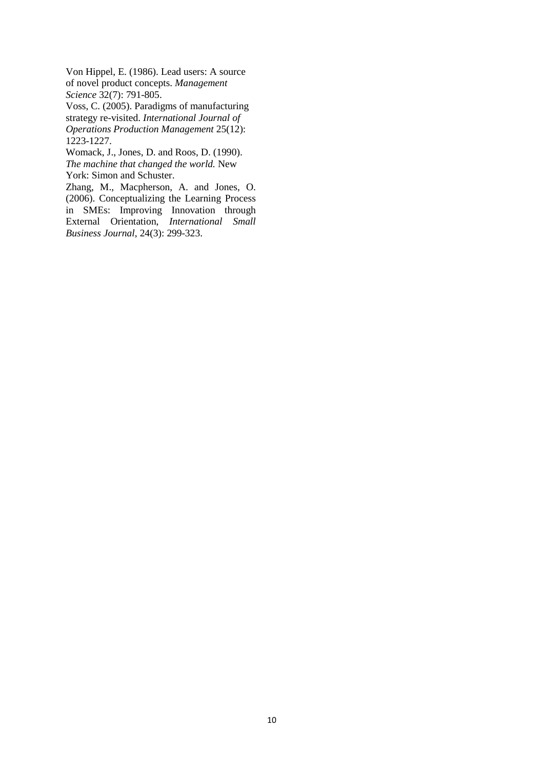Von Hippel, E. (1986). Lead users: A source of novel product concepts. *Management Science* 32(7): 791-805.

Voss, C. (2005). Paradigms of manufacturing strategy re-visited. *International Journal of Operations Production Management* 25(12): 1223-1227.

Womack, J., Jones, D. and Roos, D. (1990). *The machine that changed the world.* New York: Simon and Schuster.

Zhang, M., Macpherson, A. and Jones, O. (2006). Conceptualizing the Learning Process in SMEs: Improving Innovation through External Orientation, *International Small Business Journal*, 24(3): 299-323.